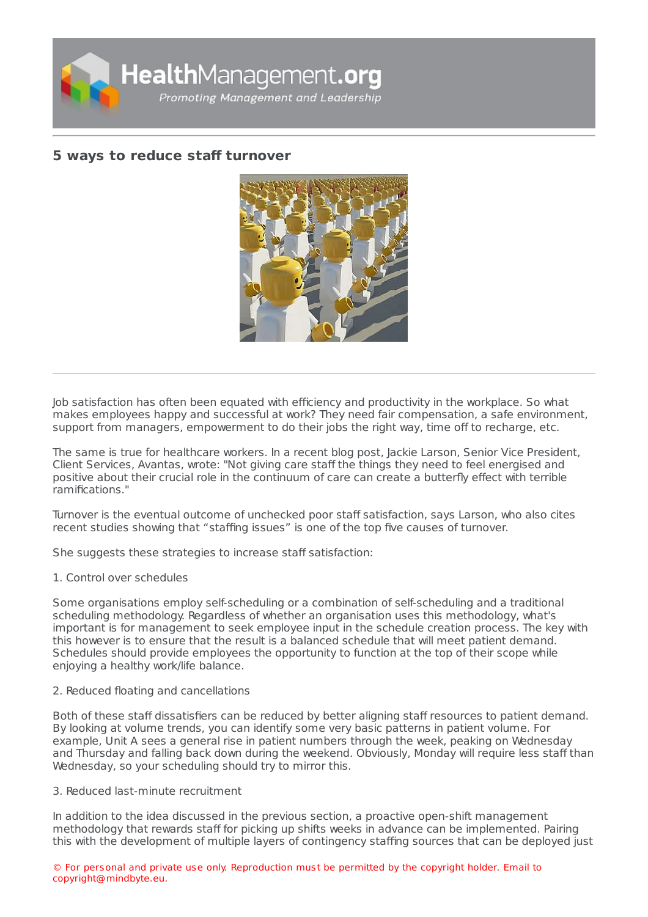## 5 ways to reduce staff turnover

Job satisfaction has often been equated with efficiency and productivity in the workplace. So what makes employees happy and successful at work? They need fair compensation, a safe environment, support from managers, empowerment to do their jobs the right way, time off to recharge, etc.

The same is true for healthcare workers. In a recent blog post, Jackie Larson, Senior Vice President, Client Services, Avantas, wrote: "Not giving care staff the things they need to feel energised and positive about their crucial role in the continuum of care can create a butterfly effect with terrible ramifications."

Turnover is the eventual outcome of unchecked poor staff satisfaction, says Larson, who also cites recent studies showing that “staffing issues” is one of the top five causes of turnover.

She suggests these strategies to increase staff satisfaction:

1. Control over schedules

Some organisations employ self-scheduling or a combination of self-scheduling and a traditional scheduling methodology. Regardless of whether an organisation uses this methodology, what's important is for management to seek employee input in the schedule creation process. The key with this however is to ensure that the result is a balanced schedule that will meet patient demand. Schedules should provide employees the opportunity to function at the top of their scope while enjoying a healthy work/life balance.

2. Reduced floating and cancellations

Both of these staff dissatisfiers can be reduced by better aligning staff resources to patient demand. By looking at volume trends, you can identify some very basic patterns in patient volume. For example, Unit A sees a general rise in patient numbers through the week, peaking on Wednesday and Thursday and falling back down during the weekend. Obviously, Monday will require less staff than Wednesday, so your scheduling should try to mirror this.

3. Reduced last-minute recruitment

In addition to the idea discussed in the previous section, a proactive open-shift management methodology that rewards staff for picking up shifts weeks in advance can be implemented. Pairing this with the development of multiple layers of contingency staffing sources that can be deployed just

© For personal and private use only. Reproduction must be permitted by the copyright holder. Email to copyright@mindbyte.eu.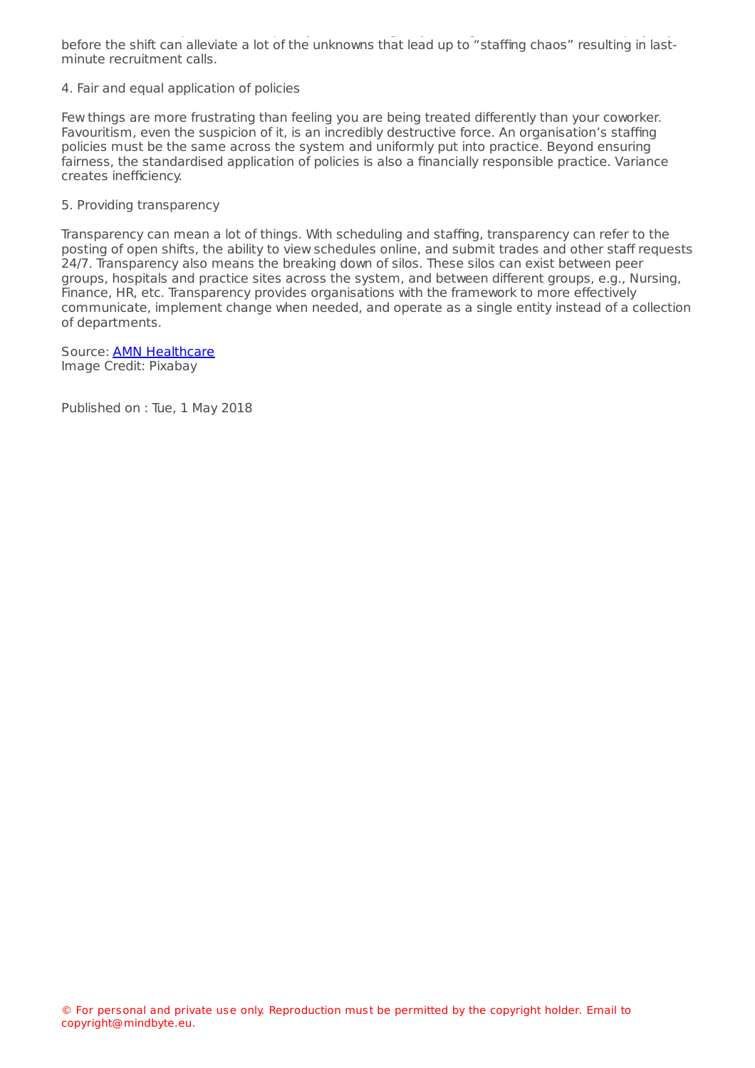before the shift can alleviate a lot of the unknowns that lead up to "staffing chaos" resulting in last-minute recruitment calls.

4. Fair and equal application of policies

Few things are more frustrating than feeling you are being treated differently than your coworker. Favouritism, even the suspicion of it, is an incredibly destructive force. An organisation's staffing policies must be the same across the system and uniformly put into practice. Beyond ensuring fairness, the standardised application of policies is also a financially responsible practice. Variance creates inefficiency.

5. Providing transparency

Transparency can mean a lot of things. With scheduling and staffing, transparency can refer to the posting of open shifts, the ability to view schedules online, and submit trades and other staff requests 24/7. Transparency also means the breaking down of silos. These silos can exist between peer groups, hospitals and practice sites across the system, and between different groups, e.g., Nursing, Finance, HR, etc. Transparency provides organisations with the framework to more effectively communicate, implement change when needed, and operate as a single entity instead of a collection of departments.

Source: AMN Healthcare
Image Credit: Pixabay

Published on : Tue, 1 May 2018

© For personal and private use only. Reproduction must be permitted by the copyright holder. Email to copyright@mindbyte.eu.